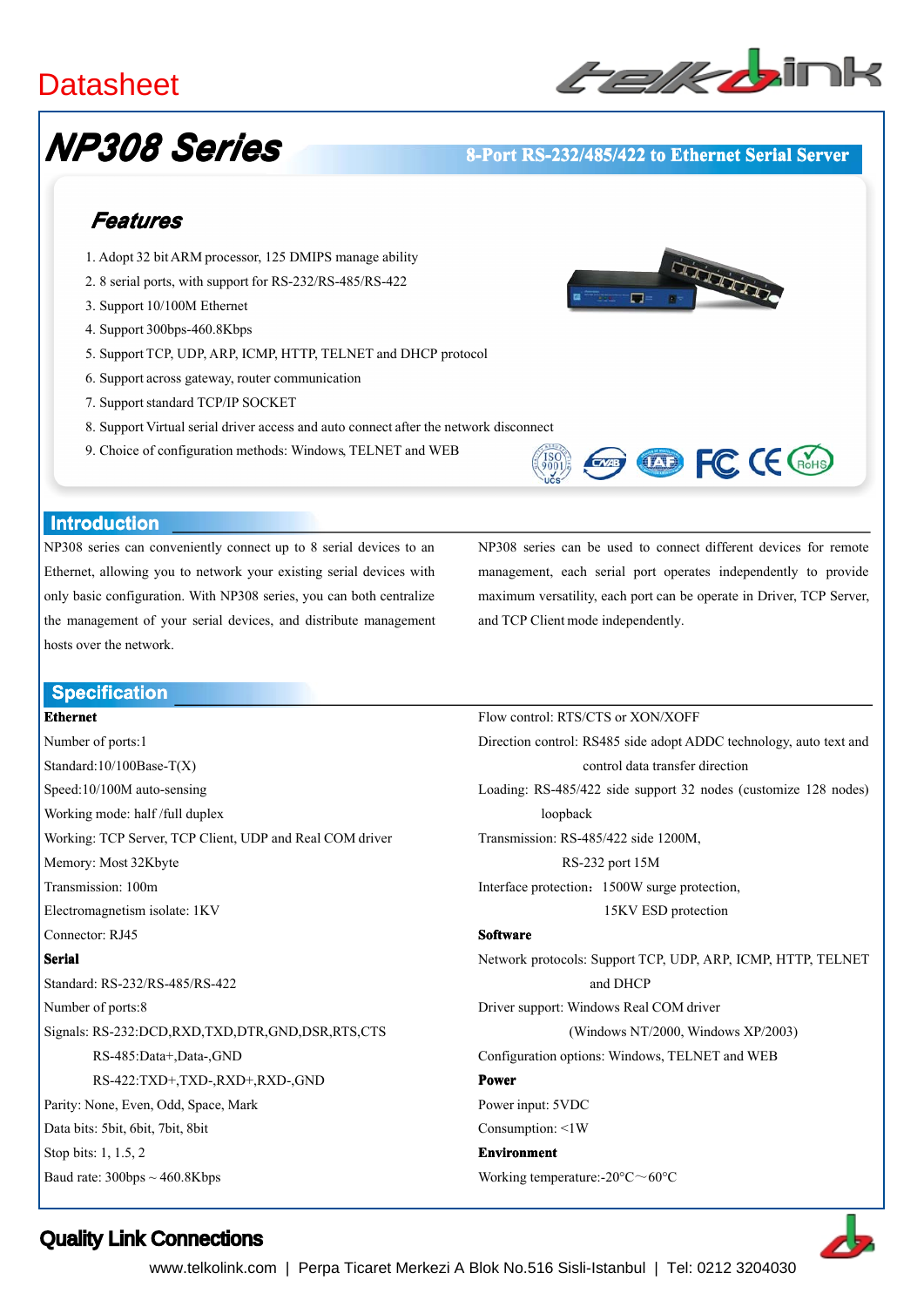Datasheet

# NP308 Series

**8-Port RS-232/485/422 to Ethernet Serial Server**

## Features

1. Adopt 32 bit ARM processor, 125 DMIPS manage ability
2. 8 serial ports, with support for RS-232/RS-485/RS-422
3. Support 10/100M Ethernet
4. Support 300bps-460.8Kbps
5. Support TCP, UDP, ARP, ICMP, HTTP, TELNET and DHCP protocol
6. Support across gateway, router communication
7. Support standard TCP/IP SOCKET
8. Support Virtual serial driver access and auto connect after the network disconnect
9. Choice of configuration methods: Windows, TELNET and WEB

## Introduction

NP308 series can conveniently connect up to 8 serial devices to an Ethernet, allowing you to network your existing serial devices with only basic configuration. With NP308 series, you can both centralize the management of your serial devices, and distribute management hosts over the network.

NP308 series can be used to connect different devices for remote management, each serial port operates independently to provide maximum versatility, each port can be operate in Driver, TCP Server, and TCP Client mode independently.

## Specification

**Ethernet**

Number of ports:1
Standard:10/100Base-T(X)
Speed:10/100M auto-sensing
Working mode: half /full duplex
Working: TCP Server, TCP Client, UDP and Real COM driver
Memory: Most 32Kbyte
Transmission: 100m
Electromagnetism isolate: 1KV
Connector: RJ45

**Serial**

Standard: RS-232/RS-485/RS-422
Number of ports:8
Signals: RS-232:DCD,RXD,TXD,DTR,GND,DSR,RTS,CTS
RS-485:Data+,Data-,GND
RS-422:TXD+,TXD-,RXD+,RXD-,GND
Parity: None, Even, Odd, Space, Mark
Data bits: 5bit, 6bit, 7bit, 8bit
Stop bits: 1, 1.5, 2
Baud rate: 300bps ~ 460.8Kbps
Flow control: RTS/CTS or XON/XOFF
Direction control: RS485 side adopt ADDC technology, auto text and control data transfer direction
Loading: RS-485/422 side support 32 nodes (customize 128 nodes) loopback
Transmission: RS-485/422 side 1200M,
RS-232 port 15M
Interface protection：1500W surge protection,
15KV ESD protection

**Software**

Network protocols: Support TCP, UDP, ARP, ICMP, HTTP, TELNET and DHCP
Driver support: Windows Real COM driver
(Windows NT/2000, Windows XP/2003)
Configuration options: Windows, TELNET and WEB

**Power**

Power input: 5VDC
Consumption: <1W

**Environment**

Working temperature:-20°C～60°C

**Quality Link Connections**

www.telkolink.com | Perpa Ticaret Merkezi A Blok No.516 Sisli-Istanbul | Tel: 0212 3204030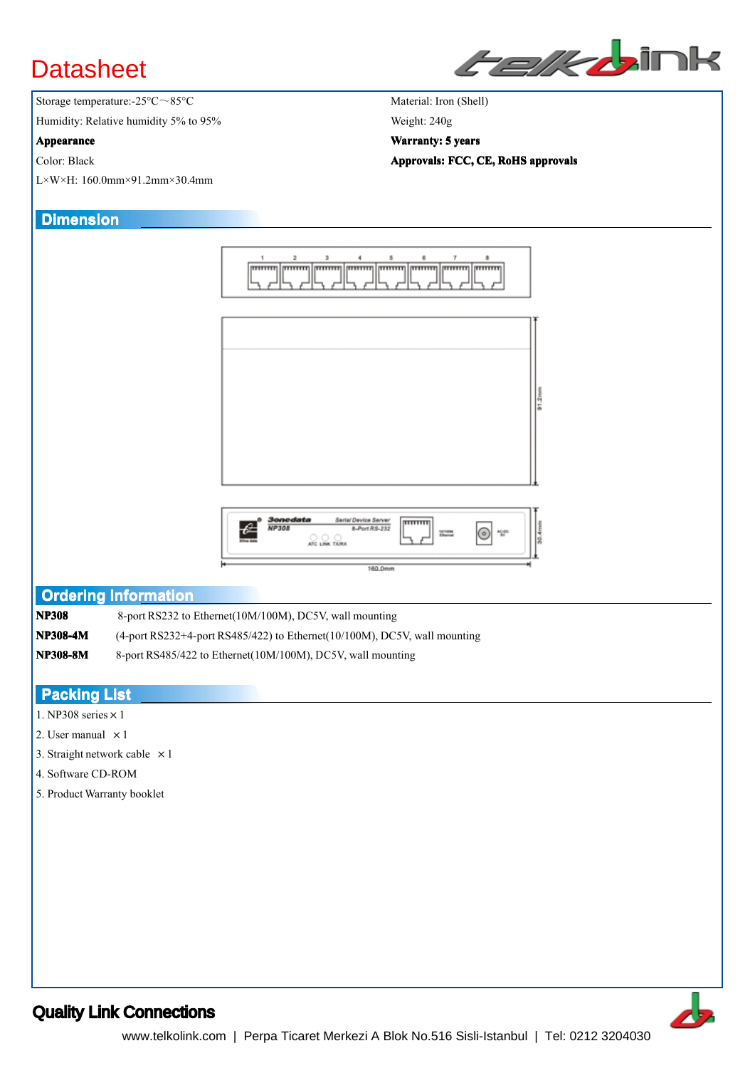# Datasheet

Storage temperature:-25°C～85°C

Humidity: Relative humidity 5% to 95%

**Appearance**

Color: Black

L×W×H: 160.0mm×91.2mm×30.4mm

Material: Iron (Shell)

Weight: 240g

**Warranty: 5 years**

**Approvals: FCC, CE, RoHS approvals**

## Dimension

1 2 3 4 5 6 7 8

91.2mm

3onedata NP308 Serial Device Server 8-Port RS-232

ATC LINK TX/RX

10/100M Ethernet

AC-DC 5V

30.4mm

160.0mm

## Ordering Information

| | |
|---|---|
| **NP308** | 8-port RS232 to Ethernet(10M/100M), DC5V, wall mounting |
| **NP308-4M** | (4-port RS232+4-port RS485/422) to Ethernet(10/100M), DC5V, wall mounting |
| **NP308-8M** | 8-port RS485/422 to Ethernet(10M/100M), DC5V, wall mounting |

## Packing List

1. NP308 series × 1
2. User manual × 1
3. Straight network cable × 1
4. Software CD-ROM
5. Product Warranty booklet

**Quality Link Connections**

www.telkolink.com | Perpa Ticaret Merkezi A Blok No.516 Sisli-Istanbul | Tel: 0212 3204030